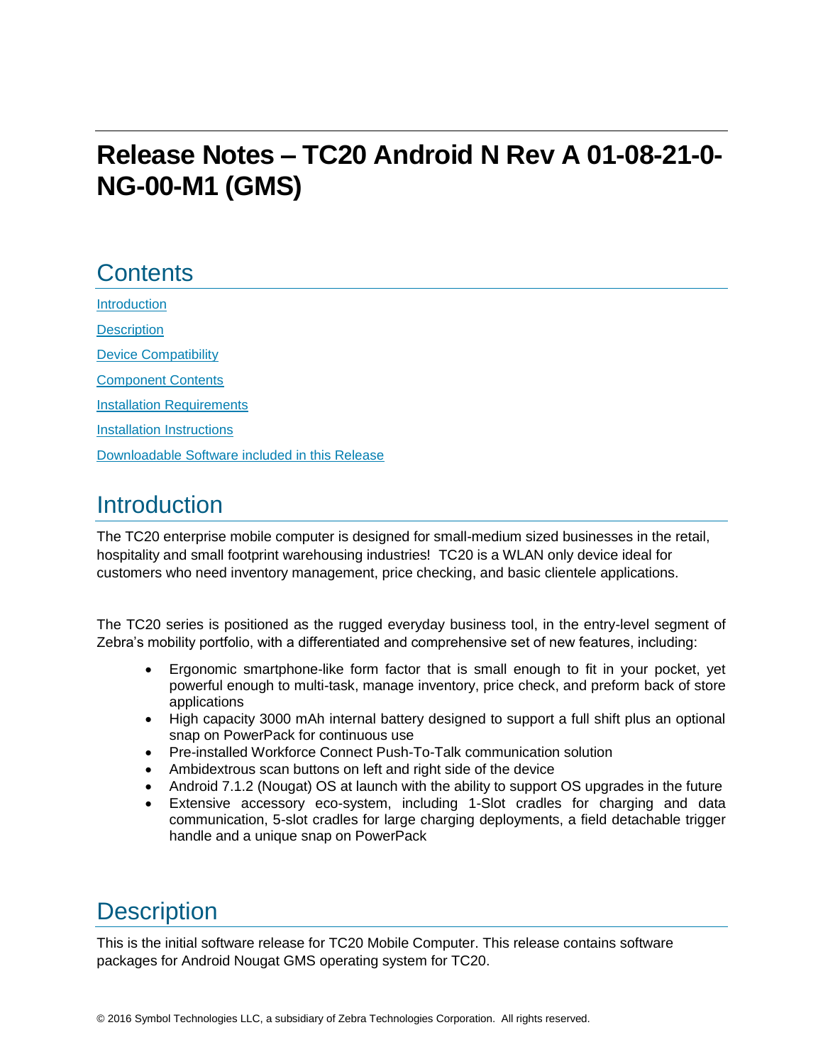# Release Notes – TC20 Android N Rev A 01-08-21-0-NG-00-M1 (GMS)

## Contents

Introduction

Description

Device Compatibility

Component Contents

Installation Requirements

Installation Instructions

Downloadable Software included in this Release

## Introduction

The TC20 enterprise mobile computer is designed for small-medium sized businesses in the retail, hospitality and small footprint warehousing industries! TC20 is a WLAN only device ideal for customers who need inventory management, price checking, and basic clientele applications.

The TC20 series is positioned as the rugged everyday business tool, in the entry-level segment of Zebra's mobility portfolio, with a differentiated and comprehensive set of new features, including:

- Ergonomic smartphone-like form factor that is small enough to fit in your pocket, yet powerful enough to multi-task, manage inventory, price check, and preform back of store applications
- High capacity 3000 mAh internal battery designed to support a full shift plus an optional snap on PowerPack for continuous use
- Pre-installed Workforce Connect Push-To-Talk communication solution
- Ambidextrous scan buttons on left and right side of the device
- Android 7.1.2 (Nougat) OS at launch with the ability to support OS upgrades in the future
- Extensive accessory eco-system, including 1-Slot cradles for charging and data communication, 5-slot cradles for large charging deployments, a field detachable trigger handle and a unique snap on PowerPack

## Description

This is the initial software release for TC20 Mobile Computer. This release contains software packages for Android Nougat GMS operating system for TC20.

© 2016 Symbol Technologies LLC, a subsidiary of Zebra Technologies Corporation. All rights reserved.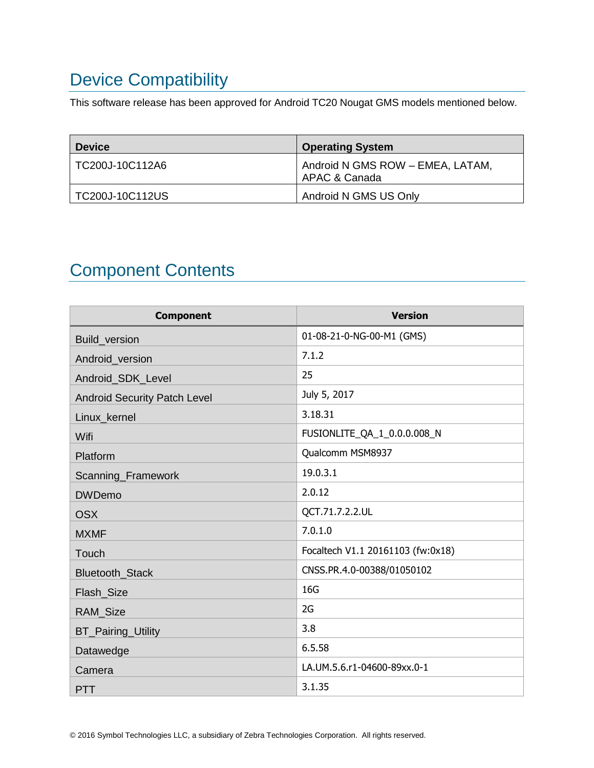# Device Compatibility

This software release has been approved for Android TC20 Nougat GMS models mentioned below.

| Device | Operating System |
| --- | --- |
| TC200J-10C112A6 | Android N GMS ROW – EMEA, LATAM, APAC & Canada |
| TC200J-10C112US | Android N GMS US Only |

# Component Contents

| Component | Version |
| --- | --- |
| Build_version | 01-08-21-0-NG-00-M1 (GMS) |
| Android_version | 7.1.2 |
| Android_SDK_Level | 25 |
| Android Security Patch Level | July 5, 2017 |
| Linux_kernel | 3.18.31 |
| Wifi | FUSIONLITE_QA_1_0.0.0.008_N |
| Platform | Qualcomm MSM8937 |
| Scanning_Framework | 19.0.3.1 |
| DWDemo | 2.0.12 |
| OSX | QCT.71.7.2.2.UL |
| MXMF | 7.0.1.0 |
| Touch | Focaltech V1.1 20161103 (fw:0x18) |
| Bluetooth_Stack | CNSS.PR.4.0-00388/01050102 |
| Flash_Size | 16G |
| RAM_Size | 2G |
| BT_Pairing_Utility | 3.8 |
| Datawedge | 6.5.58 |
| Camera | LA.UM.5.6.r1-04600-89xx.0-1 |
| PTT | 3.1.35 |

© 2016 Symbol Technologies LLC, a subsidiary of Zebra Technologies Corporation. All rights reserved.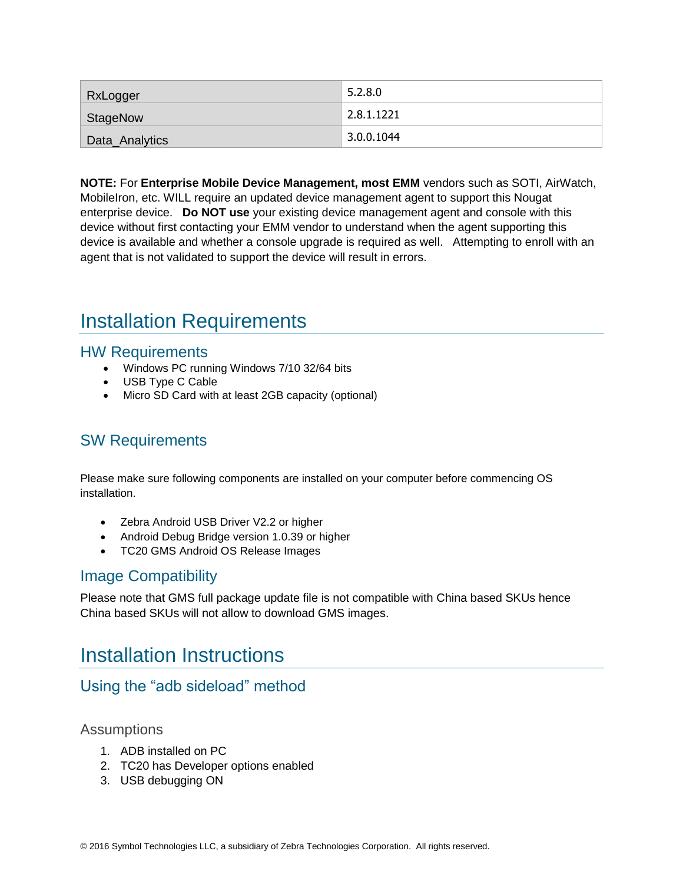| RxLogger | 5.2.8.0 |
|---|---|
| StageNow | 2.8.1.1221 |
| Data_Analytics | 3.0.0.1044 |

**NOTE:** For **Enterprise Mobile Device Management, most EMM** vendors such as SOTI, AirWatch, MobileIron, etc. WILL require an updated device management agent to support this Nougat enterprise device. **Do NOT use** your existing device management agent and console with this device without first contacting your EMM vendor to understand when the agent supporting this device is available and whether a console upgrade is required as well. Attempting to enroll with an agent that is not validated to support the device will result in errors.

# Installation Requirements

## HW Requirements

- Windows PC running Windows 7/10 32/64 bits
- USB Type C Cable
- Micro SD Card with at least 2GB capacity (optional)

## SW Requirements

Please make sure following components are installed on your computer before commencing OS installation.

- Zebra Android USB Driver V2.2 or higher
- Android Debug Bridge version 1.0.39 or higher
- TC20 GMS Android OS Release Images

## Image Compatibility

Please note that GMS full package update file is not compatible with China based SKUs hence China based SKUs will not allow to download GMS images.

# Installation Instructions

## Using the "adb sideload" method

### Assumptions

1. ADB installed on PC
2. TC20 has Developer options enabled
3. USB debugging ON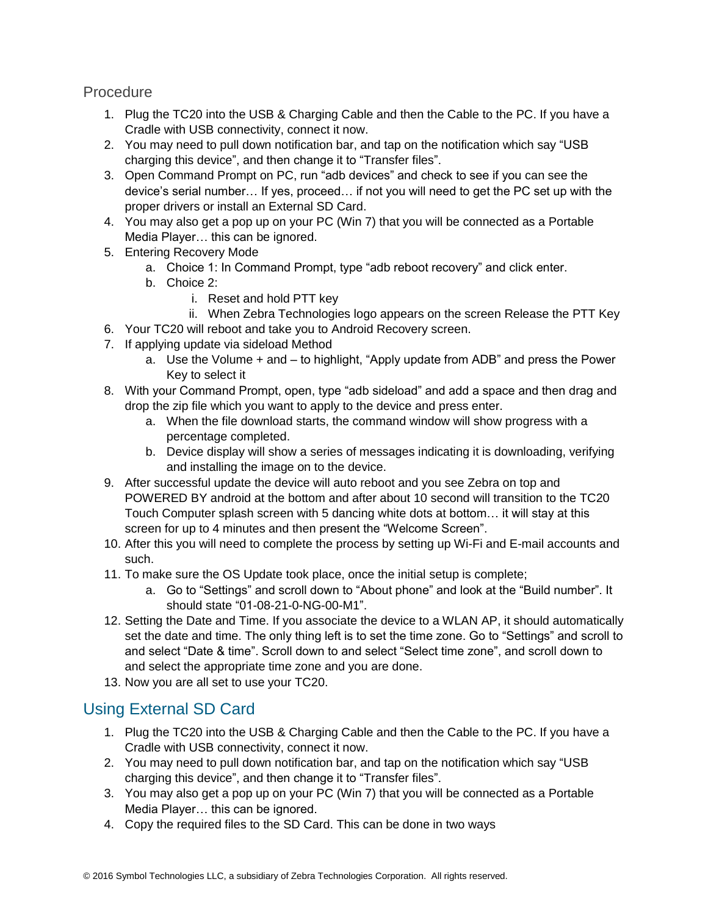## Procedure

1. Plug the TC20 into the USB & Charging Cable and then the Cable to the PC. If you have a Cradle with USB connectivity, connect it now.
2. You may need to pull down notification bar, and tap on the notification which say "USB charging this device", and then change it to "Transfer files".
3. Open Command Prompt on PC, run "adb devices" and check to see if you can see the device's serial number… If yes, proceed… if not you will need to get the PC set up with the proper drivers or install an External SD Card.
4. You may also get a pop up on your PC (Win 7) that you will be connected as a Portable Media Player… this can be ignored.
5. Entering Recovery Mode
   a. Choice 1: In Command Prompt, type "adb reboot recovery" and click enter.
   b. Choice 2:
      i. Reset and hold PTT key
      ii. When Zebra Technologies logo appears on the screen Release the PTT Key
6. Your TC20 will reboot and take you to Android Recovery screen.
7. If applying update via sideload Method
   a. Use the Volume + and – to highlight, "Apply update from ADB" and press the Power Key to select it
8. With your Command Prompt, open, type "adb sideload" and add a space and then drag and drop the zip file which you want to apply to the device and press enter.
   a. When the file download starts, the command window will show progress with a percentage completed.
   b. Device display will show a series of messages indicating it is downloading, verifying and installing the image on to the device.
9. After successful update the device will auto reboot and you see Zebra on top and POWERED BY android at the bottom and after about 10 second will transition to the TC20 Touch Computer splash screen with 5 dancing white dots at bottom… it will stay at this screen for up to 4 minutes and then present the "Welcome Screen".
10. After this you will need to complete the process by setting up Wi-Fi and E-mail accounts and such.
11. To make sure the OS Update took place, once the initial setup is complete;
    a. Go to "Settings" and scroll down to "About phone" and look at the "Build number". It should state "01-08-21-0-NG-00-M1".
12. Setting the Date and Time. If you associate the device to a WLAN AP, it should automatically set the date and time. The only thing left is to set the time zone. Go to "Settings" and scroll to and select "Date & time". Scroll down to and select "Select time zone", and scroll down to and select the appropriate time zone and you are done.
13. Now you are all set to use your TC20.

## Using External SD Card

1. Plug the TC20 into the USB & Charging Cable and then the Cable to the PC. If you have a Cradle with USB connectivity, connect it now.
2. You may need to pull down notification bar, and tap on the notification which say "USB charging this device", and then change it to "Transfer files".
3. You may also get a pop up on your PC (Win 7) that you will be connected as a Portable Media Player… this can be ignored.
4. Copy the required files to the SD Card. This can be done in two ways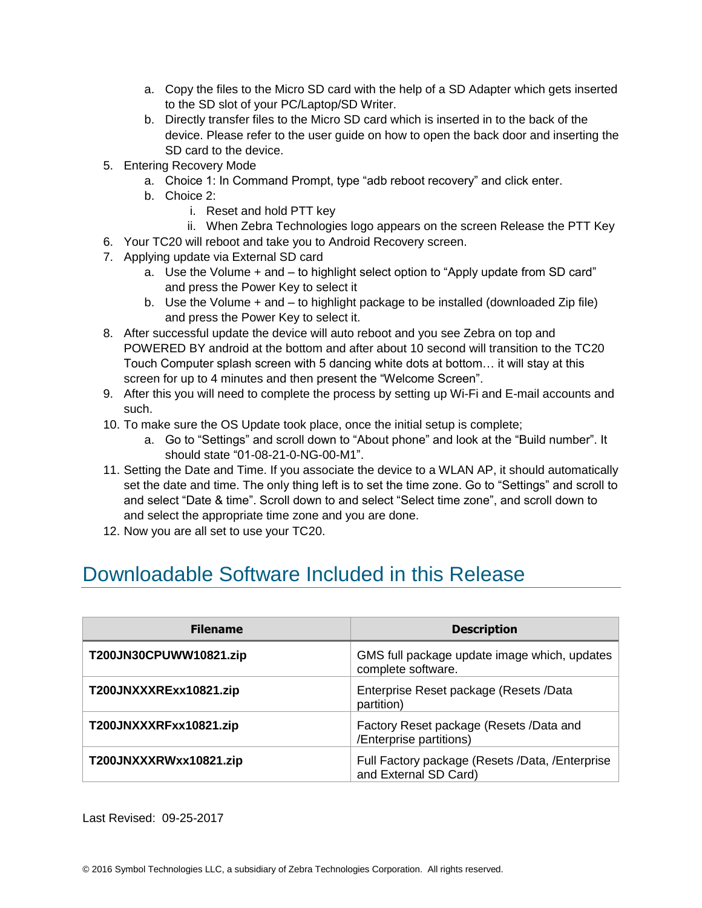a. Copy the files to the Micro SD card with the help of a SD Adapter which gets inserted to the SD slot of your PC/Laptop/SD Writer.
    b. Directly transfer files to the Micro SD card which is inserted in to the back of the device. Please refer to the user guide on how to open the back door and inserting the SD card to the device.
5. Entering Recovery Mode
    a. Choice 1: In Command Prompt, type "adb reboot recovery" and click enter.
    b. Choice 2:
        i. Reset and hold PTT key
        ii. When Zebra Technologies logo appears on the screen Release the PTT Key
6. Your TC20 will reboot and take you to Android Recovery screen.
7. Applying update via External SD card
    a. Use the Volume + and – to highlight select option to "Apply update from SD card" and press the Power Key to select it
    b. Use the Volume + and – to highlight package to be installed (downloaded Zip file) and press the Power Key to select it.
8. After successful update the device will auto reboot and you see Zebra on top and POWERED BY android at the bottom and after about 10 second will transition to the TC20 Touch Computer splash screen with 5 dancing white dots at bottom… it will stay at this screen for up to 4 minutes and then present the "Welcome Screen".
9. After this you will need to complete the process by setting up Wi-Fi and E-mail accounts and such.
10. To make sure the OS Update took place, once the initial setup is complete;
    a. Go to "Settings" and scroll down to "About phone" and look at the "Build number". It should state "01-08-21-0-NG-00-M1".
11. Setting the Date and Time. If you associate the device to a WLAN AP, it should automatically set the date and time. The only thing left is to set the time zone. Go to "Settings" and scroll to and select "Date & time". Scroll down to and select "Select time zone", and scroll down to and select the appropriate time zone and you are done.
12. Now you are all set to use your TC20.

## Downloadable Software Included in this Release

| Filename | Description |
|---|---|
| **T200JN30CPUWW10821.zip** | GMS full package update image which, updates complete software. |
| **T200JNXXXRExx10821.zip** | Enterprise Reset package (Resets /Data partition) |
| **T200JNXXXRFxx10821.zip** | Factory Reset package (Resets /Data and /Enterprise partitions) |
| **T200JNXXXRWxx10821.zip** | Full Factory package (Resets /Data, /Enterprise and External SD Card) |

Last Revised: 09-25-2017

© 2016 Symbol Technologies LLC, a subsidiary of Zebra Technologies Corporation. All rights reserved.